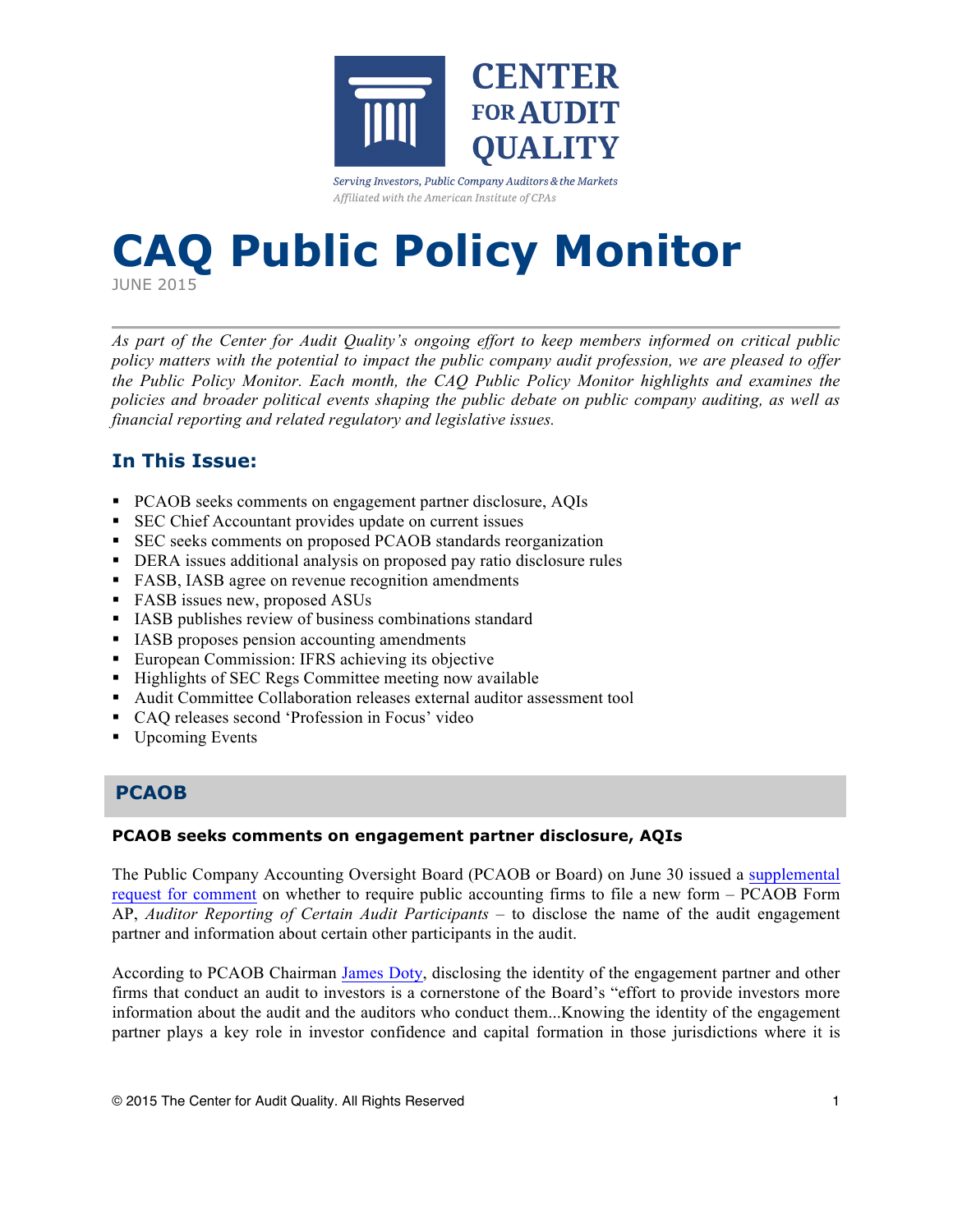**CENTER FOR AUDIT QUALITY**

*Serving Investors, Public Company Auditors & the Markets*
*Affiliated with the American Institute of CPAs*

# CAQ Public Policy Monitor

JUNE 2015

*As part of the Center for Audit Quality's ongoing effort to keep members informed on critical public policy matters with the potential to impact the public company audit profession, we are pleased to offer the Public Policy Monitor. Each month, the CAQ Public Policy Monitor highlights and examines the policies and broader political events shaping the public debate on public company auditing, as well as financial reporting and related regulatory and legislative issues.*

## In This Issue:

- PCAOB seeks comments on engagement partner disclosure, AQIs
- SEC Chief Accountant provides update on current issues
- SEC seeks comments on proposed PCAOB standards reorganization
- DERA issues additional analysis on proposed pay ratio disclosure rules
- FASB, IASB agree on revenue recognition amendments
- FASB issues new, proposed ASUs
- IASB publishes review of business combinations standard
- IASB proposes pension accounting amendments
- European Commission: IFRS achieving its objective
- Highlights of SEC Regs Committee meeting now available
- Audit Committee Collaboration releases external auditor assessment tool
- CAQ releases second 'Profession in Focus' video
- Upcoming Events

## PCAOB

### PCAOB seeks comments on engagement partner disclosure, AQIs

The Public Company Accounting Oversight Board (PCAOB or Board) on June 30 issued a supplemental request for comment on whether to require public accounting firms to file a new form – PCAOB Form AP, *Auditor Reporting of Certain Audit Participants* – to disclose the name of the audit engagement partner and information about certain other participants in the audit.

According to PCAOB Chairman James Doty, disclosing the identity of the engagement partner and other firms that conduct an audit to investors is a cornerstone of the Board's "effort to provide investors more information about the audit and the auditors who conduct them...Knowing the identity of the engagement partner plays a key role in investor confidence and capital formation in those jurisdictions where it is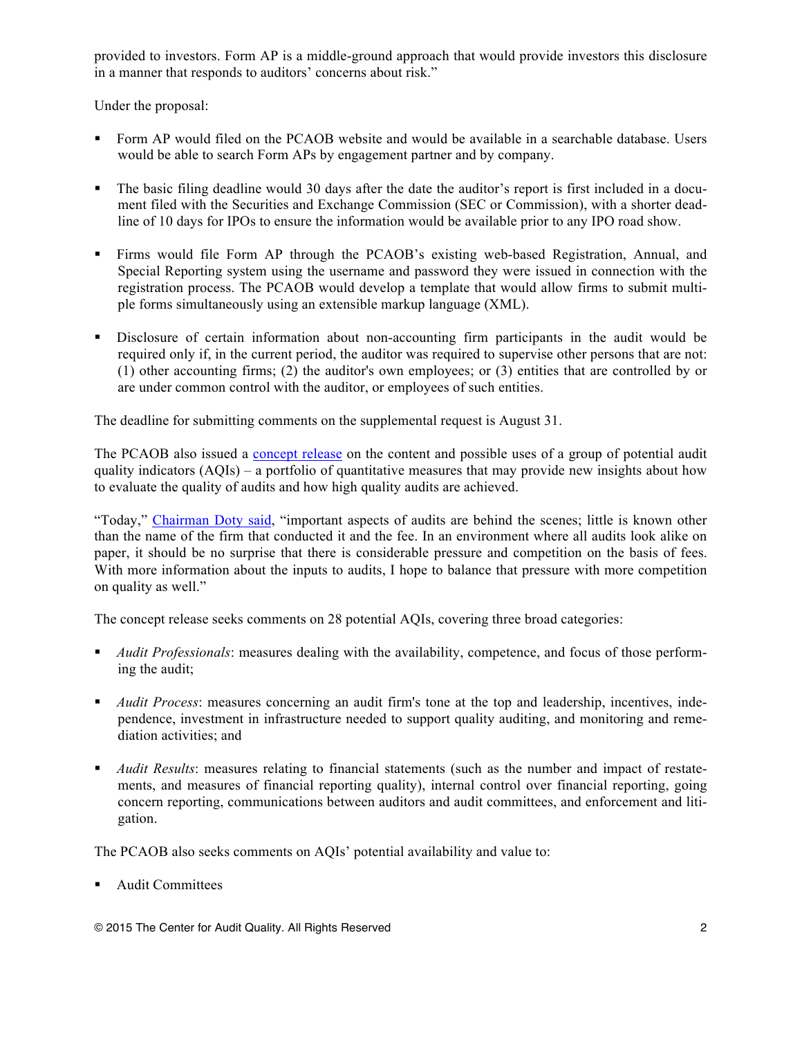provided to investors. Form AP is a middle-ground approach that would provide investors this disclosure in a manner that responds to auditors' concerns about risk."

Under the proposal:

- Form AP would filed on the PCAOB website and would be available in a searchable database. Users would be able to search Form APs by engagement partner and by company.

- The basic filing deadline would 30 days after the date the auditor's report is first included in a document filed with the Securities and Exchange Commission (SEC or Commission), with a shorter deadline of 10 days for IPOs to ensure the information would be available prior to any IPO road show.

- Firms would file Form AP through the PCAOB's existing web-based Registration, Annual, and Special Reporting system using the username and password they were issued in connection with the registration process. The PCAOB would develop a template that would allow firms to submit multiple forms simultaneously using an extensible markup language (XML).

- Disclosure of certain information about non-accounting firm participants in the audit would be required only if, in the current period, the auditor was required to supervise other persons that are not: (1) other accounting firms; (2) the auditor's own employees; or (3) entities that are controlled by or are under common control with the auditor, or employees of such entities.

The deadline for submitting comments on the supplemental request is August 31.

The PCAOB also issued a concept release on the content and possible uses of a group of potential audit quality indicators (AQIs) – a portfolio of quantitative measures that may provide new insights about how to evaluate the quality of audits and how high quality audits are achieved.

"Today," Chairman Doty said, "important aspects of audits are behind the scenes; little is known other than the name of the firm that conducted it and the fee. In an environment where all audits look alike on paper, it should be no surprise that there is considerable pressure and competition on the basis of fees. With more information about the inputs to audits, I hope to balance that pressure with more competition on quality as well."

The concept release seeks comments on 28 potential AQIs, covering three broad categories:

- *Audit Professionals*: measures dealing with the availability, competence, and focus of those performing the audit;

- *Audit Process*: measures concerning an audit firm's tone at the top and leadership, incentives, independence, investment in infrastructure needed to support quality auditing, and monitoring and remediation activities; and

- *Audit Results*: measures relating to financial statements (such as the number and impact of restatements, and measures of financial reporting quality), internal control over financial reporting, going concern reporting, communications between auditors and audit committees, and enforcement and litigation.

The PCAOB also seeks comments on AQIs' potential availability and value to:

- Audit Committees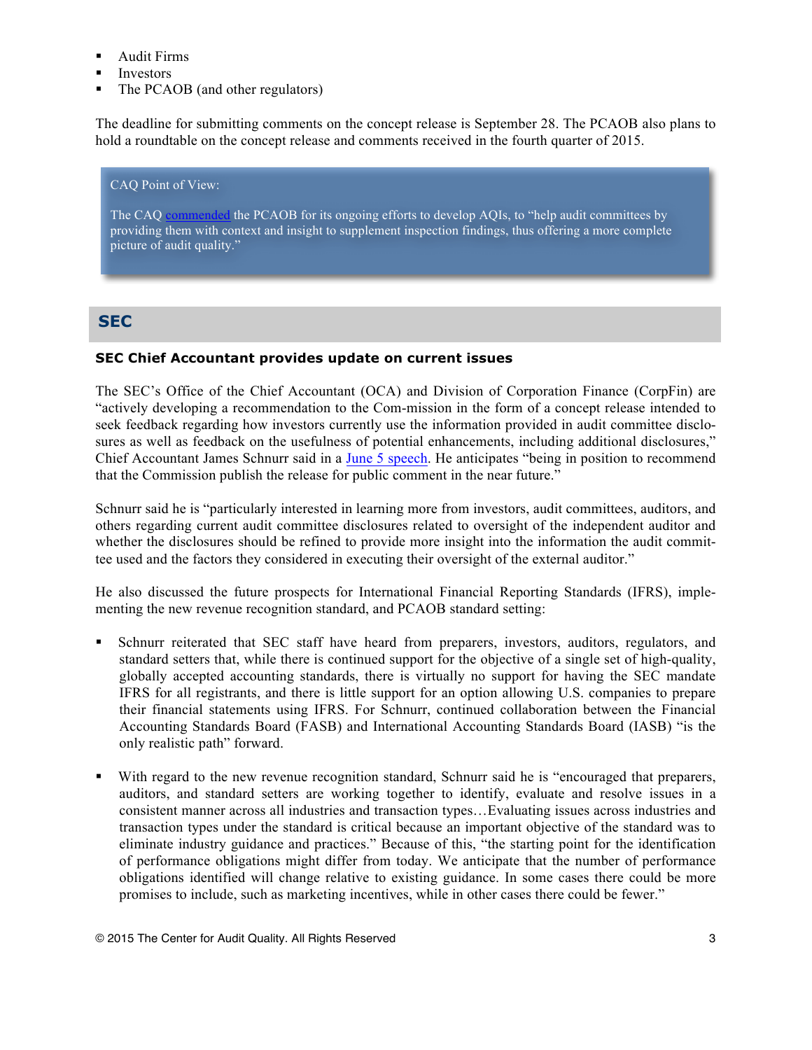- Audit Firms
- Investors
- The PCAOB (and other regulators)

The deadline for submitting comments on the concept release is September 28. The PCAOB also plans to hold a roundtable on the concept release and comments received in the fourth quarter of 2015.

> CAQ Point of View:
>
> The CAQ commended the PCAOB for its ongoing efforts to develop AQIs, to "help audit committees by providing them with context and insight to supplement inspection findings, thus offering a more complete picture of audit quality."

## SEC

### SEC Chief Accountant provides update on current issues

The SEC's Office of the Chief Accountant (OCA) and Division of Corporation Finance (CorpFin) are "actively developing a recommendation to the Com-mission in the form of a concept release intended to seek feedback regarding how investors currently use the information provided in audit committee disclo-sures as well as feedback on the usefulness of potential enhancements, including additional disclosures," Chief Accountant James Schnurr said in a June 5 speech. He anticipates "being in position to recommend that the Commission publish the release for public comment in the near future."

Schnurr said he is "particularly interested in learning more from investors, audit committees, auditors, and others regarding current audit committee disclosures related to oversight of the independent auditor and whether the disclosures should be refined to provide more insight into the information the audit commit-tee used and the factors they considered in executing their oversight of the external auditor."

He also discussed the future prospects for International Financial Reporting Standards (IFRS), imple-menting the new revenue recognition standard, and PCAOB standard setting:

- Schnurr reiterated that SEC staff have heard from preparers, investors, auditors, regulators, and standard setters that, while there is continued support for the objective of a single set of high-quality, globally accepted accounting standards, there is virtually no support for having the SEC mandate IFRS for all registrants, and there is little support for an option allowing U.S. companies to prepare their financial statements using IFRS. For Schnurr, continued collaboration between the Financial Accounting Standards Board (FASB) and International Accounting Standards Board (IASB) "is the only realistic path" forward.

- With regard to the new revenue recognition standard, Schnurr said he is "encouraged that preparers, auditors, and standard setters are working together to identify, evaluate and resolve issues in a consistent manner across all industries and transaction types…Evaluating issues across industries and transaction types under the standard is critical because an important objective of the standard was to eliminate industry guidance and practices." Because of this, "the starting point for the identification of performance obligations might differ from today. We anticipate that the number of performance obligations identified will change relative to existing guidance. In some cases there could be more promises to include, such as marketing incentives, while in other cases there could be fewer."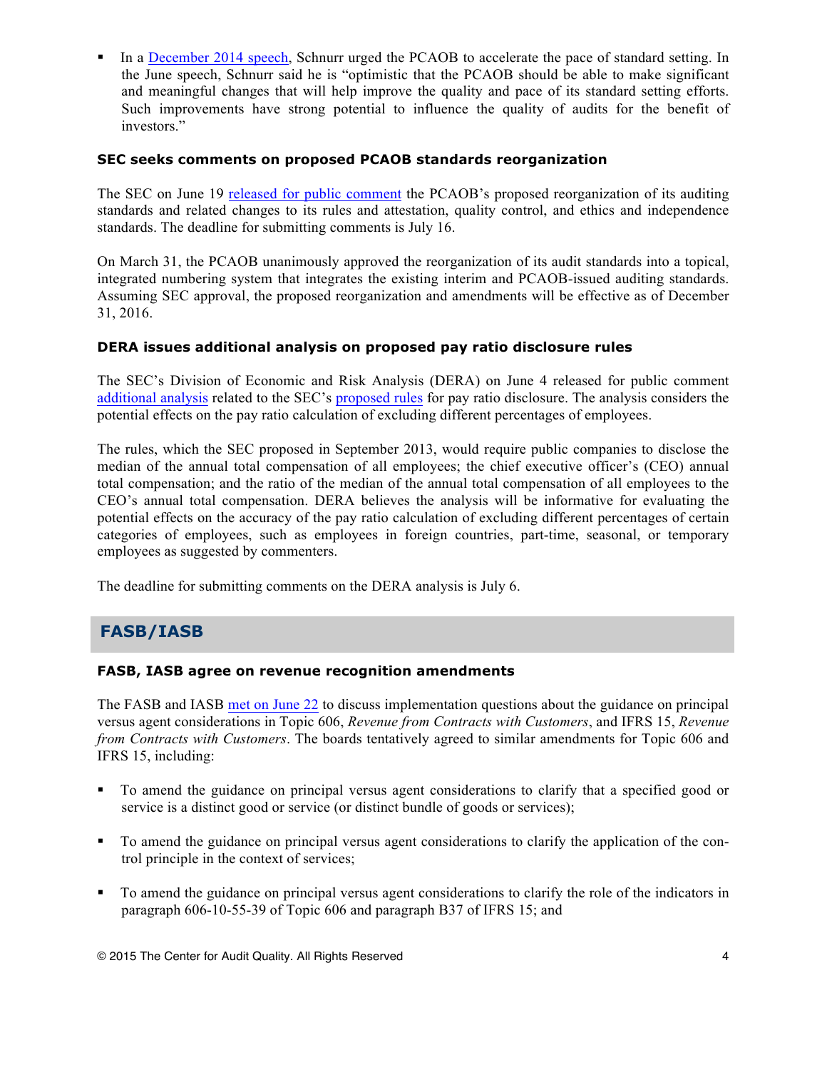- In a December 2014 speech, Schnurr urged the PCAOB to accelerate the pace of standard setting. In the June speech, Schnurr said he is "optimistic that the PCAOB should be able to make significant and meaningful changes that will help improve the quality and pace of its standard setting efforts. Such improvements have strong potential to influence the quality of audits for the benefit of investors."

### SEC seeks comments on proposed PCAOB standards reorganization

The SEC on June 19 released for public comment the PCAOB's proposed reorganization of its auditing standards and related changes to its rules and attestation, quality control, and ethics and independence standards. The deadline for submitting comments is July 16.

On March 31, the PCAOB unanimously approved the reorganization of its audit standards into a topical, integrated numbering system that integrates the existing interim and PCAOB-issued auditing standards. Assuming SEC approval, the proposed reorganization and amendments will be effective as of December 31, 2016.

### DERA issues additional analysis on proposed pay ratio disclosure rules

The SEC's Division of Economic and Risk Analysis (DERA) on June 4 released for public comment additional analysis related to the SEC's proposed rules for pay ratio disclosure. The analysis considers the potential effects on the pay ratio calculation of excluding different percentages of employees.

The rules, which the SEC proposed in September 2013, would require public companies to disclose the median of the annual total compensation of all employees; the chief executive officer's (CEO) annual total compensation; and the ratio of the median of the annual total compensation of all employees to the CEO's annual total compensation. DERA believes the analysis will be informative for evaluating the potential effects on the accuracy of the pay ratio calculation of excluding different percentages of certain categories of employees, such as employees in foreign countries, part-time, seasonal, or temporary employees as suggested by commenters.

The deadline for submitting comments on the DERA analysis is July 6.

## FASB/IASB

### FASB, IASB agree on revenue recognition amendments

The FASB and IASB met on June 22 to discuss implementation questions about the guidance on principal versus agent considerations in Topic 606, *Revenue from Contracts with Customers*, and IFRS 15, *Revenue from Contracts with Customers*. The boards tentatively agreed to similar amendments for Topic 606 and IFRS 15, including:

- To amend the guidance on principal versus agent considerations to clarify that a specified good or service is a distinct good or service (or distinct bundle of goods or services);
- To amend the guidance on principal versus agent considerations to clarify the application of the control principle in the context of services;
- To amend the guidance on principal versus agent considerations to clarify the role of the indicators in paragraph 606-10-55-39 of Topic 606 and paragraph B37 of IFRS 15; and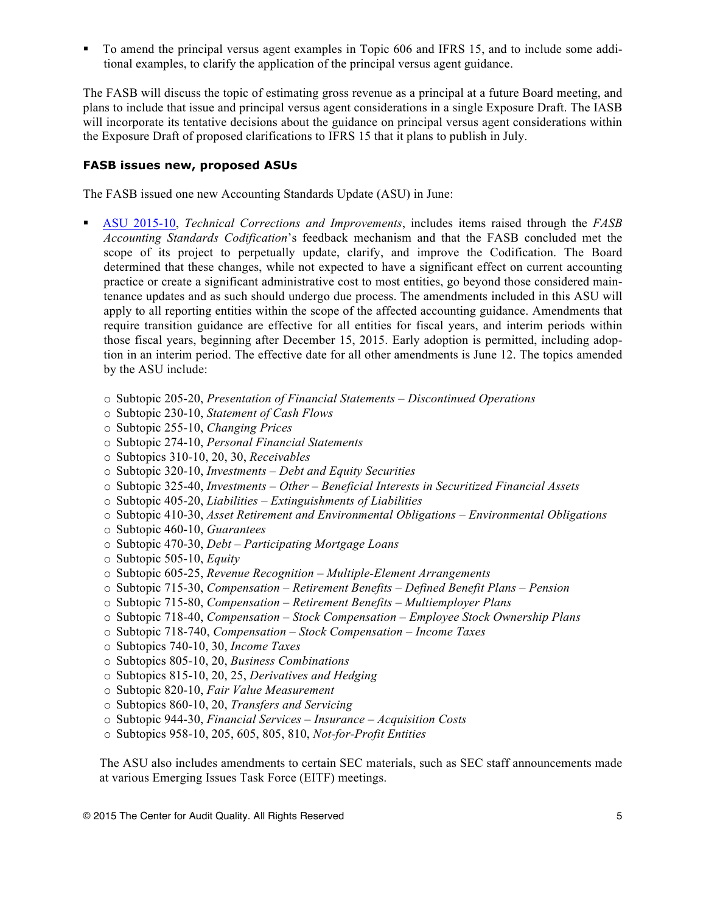- To amend the principal versus agent examples in Topic 606 and IFRS 15, and to include some additional examples, to clarify the application of the principal versus agent guidance.

The FASB will discuss the topic of estimating gross revenue as a principal at a future Board meeting, and plans to include that issue and principal versus agent considerations in a single Exposure Draft. The IASB will incorporate its tentative decisions about the guidance on principal versus agent considerations within the Exposure Draft of proposed clarifications to IFRS 15 that it plans to publish in July.

### FASB issues new, proposed ASUs

The FASB issued one new Accounting Standards Update (ASU) in June:

- ASU 2015-10, *Technical Corrections and Improvements*, includes items raised through the *FASB Accounting Standards Codification*'s feedback mechanism and that the FASB concluded met the scope of its project to perpetually update, clarify, and improve the Codification. The Board determined that these changes, while not expected to have a significant effect on current accounting practice or create a significant administrative cost to most entities, go beyond those considered maintenance updates and as such should undergo due process. The amendments included in this ASU will apply to all reporting entities within the scope of the affected accounting guidance. Amendments that require transition guidance are effective for all entities for fiscal years, and interim periods within those fiscal years, beginning after December 15, 2015. Early adoption is permitted, including adoption in an interim period. The effective date for all other amendments is June 12. The topics amended by the ASU include:

  - Subtopic 205-20, *Presentation of Financial Statements – Discontinued Operations*
  - Subtopic 230-10, *Statement of Cash Flows*
  - Subtopic 255-10, *Changing Prices*
  - Subtopic 274-10, *Personal Financial Statements*
  - Subtopics 310-10, 20, 30, *Receivables*
  - Subtopic 320-10, *Investments – Debt and Equity Securities*
  - Subtopic 325-40, *Investments – Other – Beneficial Interests in Securitized Financial Assets*
  - Subtopic 405-20, *Liabilities – Extinguishments of Liabilities*
  - Subtopic 410-30, *Asset Retirement and Environmental Obligations – Environmental Obligations*
  - Subtopic 460-10, *Guarantees*
  - Subtopic 470-30, *Debt – Participating Mortgage Loans*
  - Subtopic 505-10, *Equity*
  - Subtopic 605-25, *Revenue Recognition – Multiple-Element Arrangements*
  - Subtopic 715-30, *Compensation – Retirement Benefits – Defined Benefit Plans – Pension*
  - Subtopic 715-80, *Compensation – Retirement Benefits – Multiemployer Plans*
  - Subtopic 718-40, *Compensation – Stock Compensation – Employee Stock Ownership Plans*
  - Subtopic 718-740, *Compensation – Stock Compensation – Income Taxes*
  - Subtopics 740-10, 30, *Income Taxes*
  - Subtopics 805-10, 20, *Business Combinations*
  - Subtopics 815-10, 20, 25, *Derivatives and Hedging*
  - Subtopic 820-10, *Fair Value Measurement*
  - Subtopics 860-10, 20, *Transfers and Servicing*
  - Subtopic 944-30, *Financial Services – Insurance – Acquisition Costs*
  - Subtopics 958-10, 205, 605, 805, 810, *Not-for-Profit Entities*

  The ASU also includes amendments to certain SEC materials, such as SEC staff announcements made at various Emerging Issues Task Force (EITF) meetings.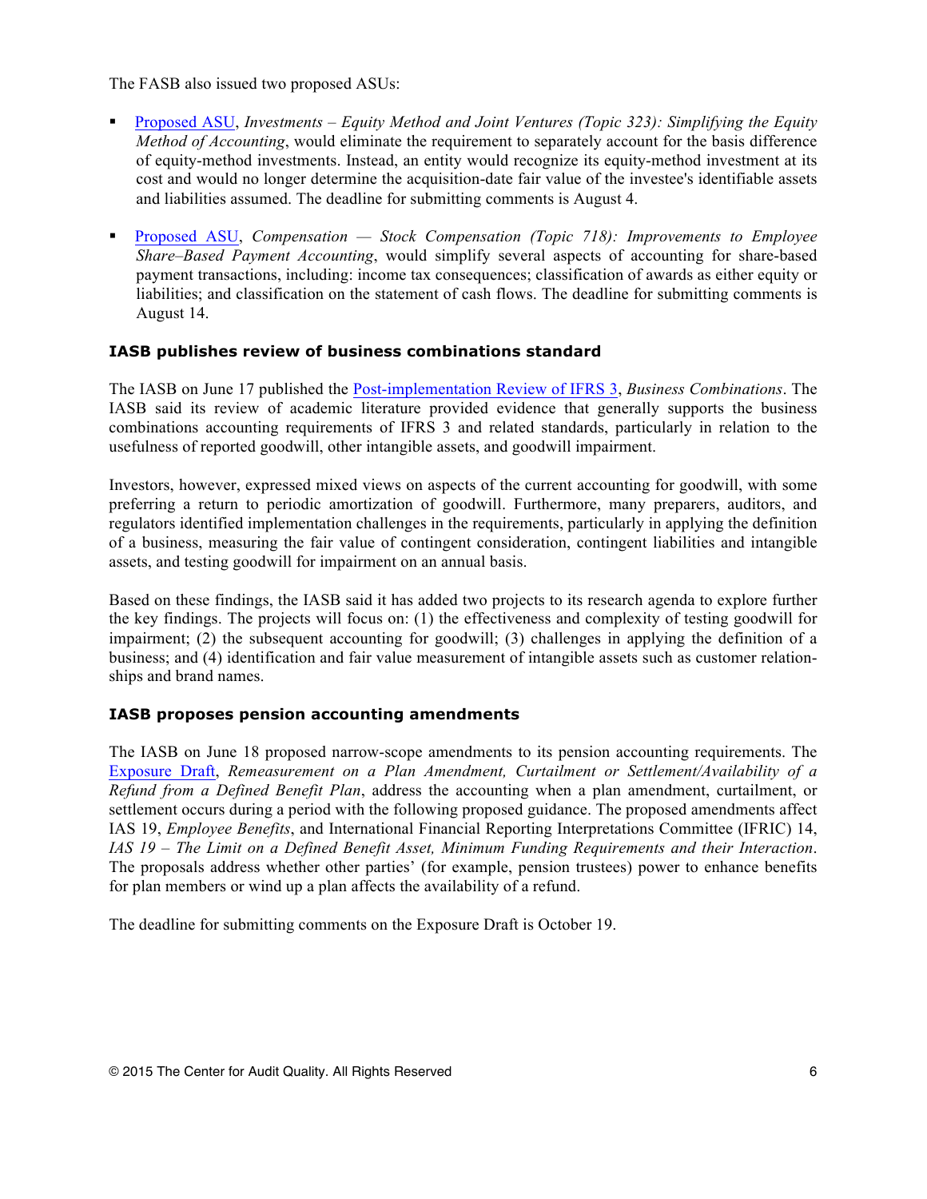The FASB also issued two proposed ASUs:

- Proposed ASU, *Investments – Equity Method and Joint Ventures (Topic 323): Simplifying the Equity Method of Accounting*, would eliminate the requirement to separately account for the basis difference of equity-method investments. Instead, an entity would recognize its equity-method investment at its cost and would no longer determine the acquisition-date fair value of the investee's identifiable assets and liabilities assumed. The deadline for submitting comments is August 4.

- Proposed ASU, *Compensation — Stock Compensation (Topic 718): Improvements to Employee Share–Based Payment Accounting*, would simplify several aspects of accounting for share-based payment transactions, including: income tax consequences; classification of awards as either equity or liabilities; and classification on the statement of cash flows. The deadline for submitting comments is August 14.

### IASB publishes review of business combinations standard

The IASB on June 17 published the Post-implementation Review of IFRS 3, *Business Combinations*. The IASB said its review of academic literature provided evidence that generally supports the business combinations accounting requirements of IFRS 3 and related standards, particularly in relation to the usefulness of reported goodwill, other intangible assets, and goodwill impairment.

Investors, however, expressed mixed views on aspects of the current accounting for goodwill, with some preferring a return to periodic amortization of goodwill. Furthermore, many preparers, auditors, and regulators identified implementation challenges in the requirements, particularly in applying the definition of a business, measuring the fair value of contingent consideration, contingent liabilities and intangible assets, and testing goodwill for impairment on an annual basis.

Based on these findings, the IASB said it has added two projects to its research agenda to explore further the key findings. The projects will focus on: (1) the effectiveness and complexity of testing goodwill for impairment; (2) the subsequent accounting for goodwill; (3) challenges in applying the definition of a business; and (4) identification and fair value measurement of intangible assets such as customer relationships and brand names.

### IASB proposes pension accounting amendments

The IASB on June 18 proposed narrow-scope amendments to its pension accounting requirements. The Exposure Draft, *Remeasurement on a Plan Amendment, Curtailment or Settlement/Availability of a Refund from a Defined Benefit Plan*, address the accounting when a plan amendment, curtailment, or settlement occurs during a period with the following proposed guidance. The proposed amendments affect IAS 19, *Employee Benefits*, and International Financial Reporting Interpretations Committee (IFRIC) 14, *IAS 19 – The Limit on a Defined Benefit Asset, Minimum Funding Requirements and their Interaction*. The proposals address whether other parties' (for example, pension trustees) power to enhance benefits for plan members or wind up a plan affects the availability of a refund.

The deadline for submitting comments on the Exposure Draft is October 19.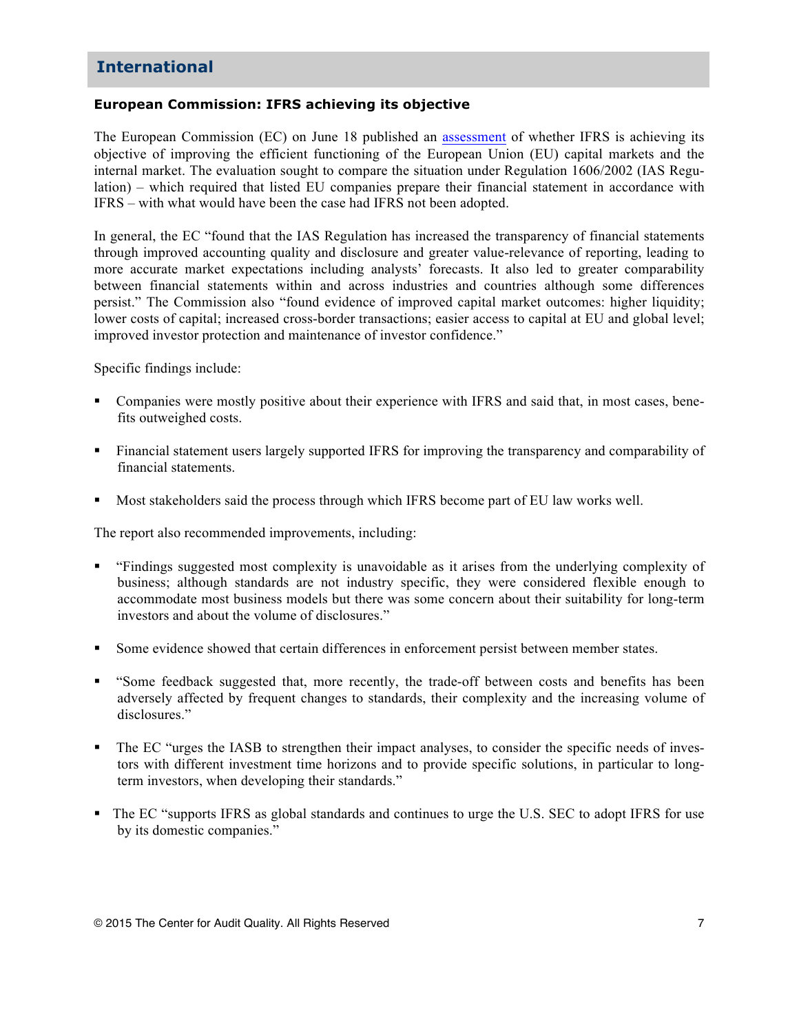## International

### European Commission: IFRS achieving its objective

The European Commission (EC) on June 18 published an assessment of whether IFRS is achieving its objective of improving the efficient functioning of the European Union (EU) capital markets and the internal market. The evaluation sought to compare the situation under Regulation 1606/2002 (IAS Regulation) – which required that listed EU companies prepare their financial statement in accordance with IFRS – with what would have been the case had IFRS not been adopted.

In general, the EC "found that the IAS Regulation has increased the transparency of financial statements through improved accounting quality and disclosure and greater value-relevance of reporting, leading to more accurate market expectations including analysts' forecasts. It also led to greater comparability between financial statements within and across industries and countries although some differences persist." The Commission also "found evidence of improved capital market outcomes: higher liquidity; lower costs of capital; increased cross-border transactions; easier access to capital at EU and global level; improved investor protection and maintenance of investor confidence."

Specific findings include:

- Companies were mostly positive about their experience with IFRS and said that, in most cases, benefits outweighed costs.
- Financial statement users largely supported IFRS for improving the transparency and comparability of financial statements.
- Most stakeholders said the process through which IFRS become part of EU law works well.

The report also recommended improvements, including:

- "Findings suggested most complexity is unavoidable as it arises from the underlying complexity of business; although standards are not industry specific, they were considered flexible enough to accommodate most business models but there was some concern about their suitability for long-term investors and about the volume of disclosures."
- Some evidence showed that certain differences in enforcement persist between member states.
- "Some feedback suggested that, more recently, the trade-off between costs and benefits has been adversely affected by frequent changes to standards, their complexity and the increasing volume of disclosures."
- The EC "urges the IASB to strengthen their impact analyses, to consider the specific needs of investors with different investment time horizons and to provide specific solutions, in particular to long-term investors, when developing their standards."
- The EC "supports IFRS as global standards and continues to urge the U.S. SEC to adopt IFRS for use by its domestic companies."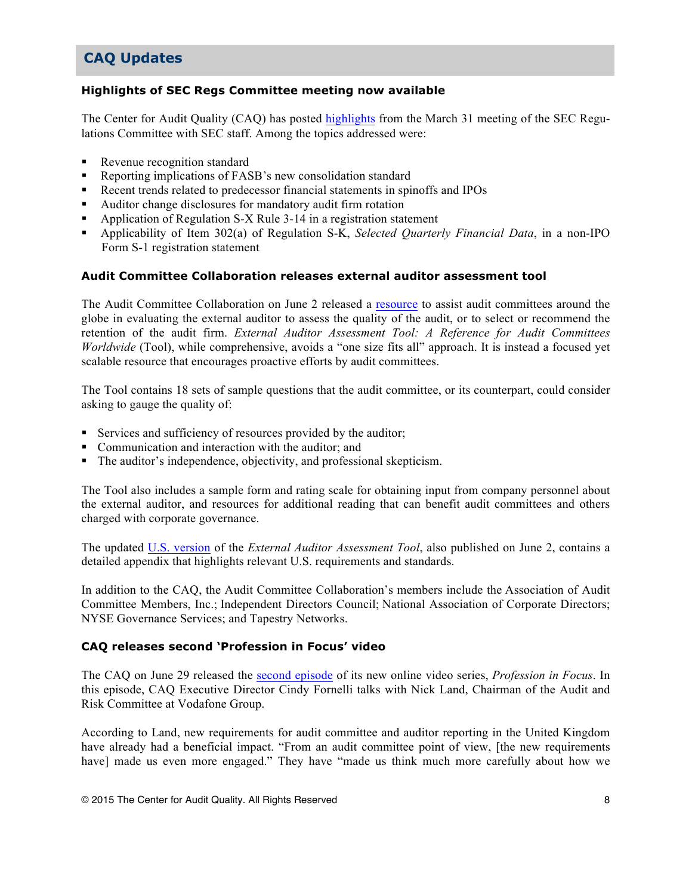## CAQ Updates

### Highlights of SEC Regs Committee meeting now available

The Center for Audit Quality (CAQ) has posted highlights from the March 31 meeting of the SEC Regulations Committee with SEC staff. Among the topics addressed were:

- Revenue recognition standard
- Reporting implications of FASB's new consolidation standard
- Recent trends related to predecessor financial statements in spinoffs and IPOs
- Auditor change disclosures for mandatory audit firm rotation
- Application of Regulation S-X Rule 3-14 in a registration statement
- Applicability of Item 302(a) of Regulation S-K, *Selected Quarterly Financial Data*, in a non-IPO Form S-1 registration statement

### Audit Committee Collaboration releases external auditor assessment tool

The Audit Committee Collaboration on June 2 released a resource to assist audit committees around the globe in evaluating the external auditor to assess the quality of the audit, or to select or recommend the retention of the audit firm. *External Auditor Assessment Tool: A Reference for Audit Committees Worldwide* (Tool), while comprehensive, avoids a "one size fits all" approach. It is instead a focused yet scalable resource that encourages proactive efforts by audit committees.

The Tool contains 18 sets of sample questions that the audit committee, or its counterpart, could consider asking to gauge the quality of:

- Services and sufficiency of resources provided by the auditor;
- Communication and interaction with the auditor; and
- The auditor's independence, objectivity, and professional skepticism.

The Tool also includes a sample form and rating scale for obtaining input from company personnel about the external auditor, and resources for additional reading that can benefit audit committees and others charged with corporate governance.

The updated U.S. version of the *External Auditor Assessment Tool*, also published on June 2, contains a detailed appendix that highlights relevant U.S. requirements and standards.

In addition to the CAQ, the Audit Committee Collaboration's members include the Association of Audit Committee Members, Inc.; Independent Directors Council; National Association of Corporate Directors; NYSE Governance Services; and Tapestry Networks.

### CAQ releases second 'Profession in Focus' video

The CAQ on June 29 released the second episode of its new online video series, *Profession in Focus*. In this episode, CAQ Executive Director Cindy Fornelli talks with Nick Land, Chairman of the Audit and Risk Committee at Vodafone Group.

According to Land, new requirements for audit committee and auditor reporting in the United Kingdom have already had a beneficial impact. "From an audit committee point of view, [the new requirements have] made us even more engaged." They have "made us think much more carefully about how we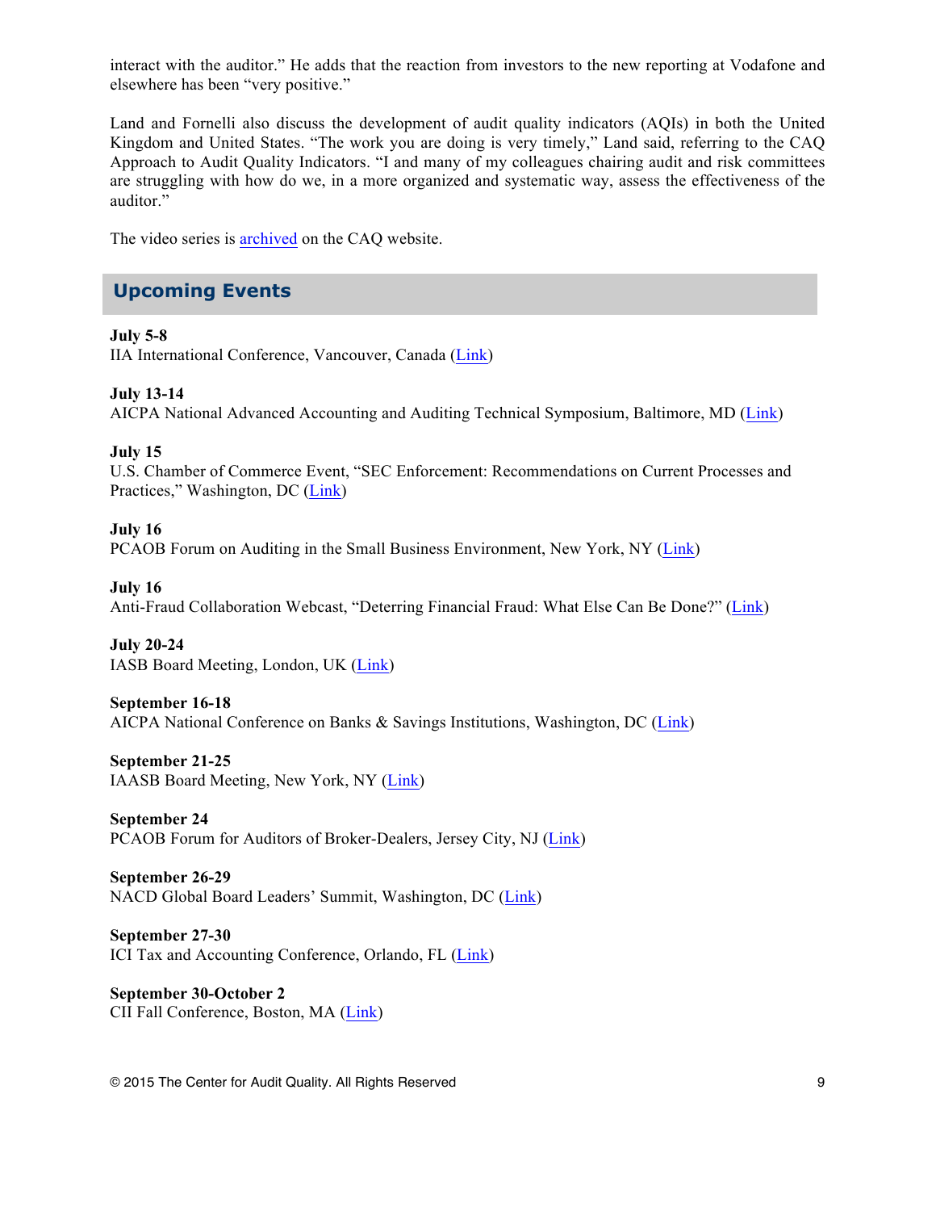interact with the auditor." He adds that the reaction from investors to the new reporting at Vodafone and elsewhere has been "very positive."

Land and Fornelli also discuss the development of audit quality indicators (AQIs) in both the United Kingdom and United States. "The work you are doing is very timely," Land said, referring to the CAQ Approach to Audit Quality Indicators. "I and many of my colleagues chairing audit and risk committees are struggling with how do we, in a more organized and systematic way, assess the effectiveness of the auditor."

The video series is archived on the CAQ website.

## Upcoming Events

**July 5-8**
IIA International Conference, Vancouver, Canada (Link)

**July 13-14**
AICPA National Advanced Accounting and Auditing Technical Symposium, Baltimore, MD (Link)

**July 15**
U.S. Chamber of Commerce Event, "SEC Enforcement: Recommendations on Current Processes and Practices," Washington, DC (Link)

**July 16**
PCAOB Forum on Auditing in the Small Business Environment, New York, NY (Link)

**July 16**
Anti-Fraud Collaboration Webcast, "Deterring Financial Fraud: What Else Can Be Done?" (Link)

**July 20-24**
IASB Board Meeting, London, UK (Link)

**September 16-18**
AICPA National Conference on Banks & Savings Institutions, Washington, DC (Link)

**September 21-25**
IAASB Board Meeting, New York, NY (Link)

**September 24**
PCAOB Forum for Auditors of Broker-Dealers, Jersey City, NJ (Link)

**September 26-29**
NACD Global Board Leaders' Summit, Washington, DC (Link)

**September 27-30**
ICI Tax and Accounting Conference, Orlando, FL (Link)

**September 30-October 2**
CII Fall Conference, Boston, MA (Link)

© 2015 The Center for Audit Quality. All Rights Reserved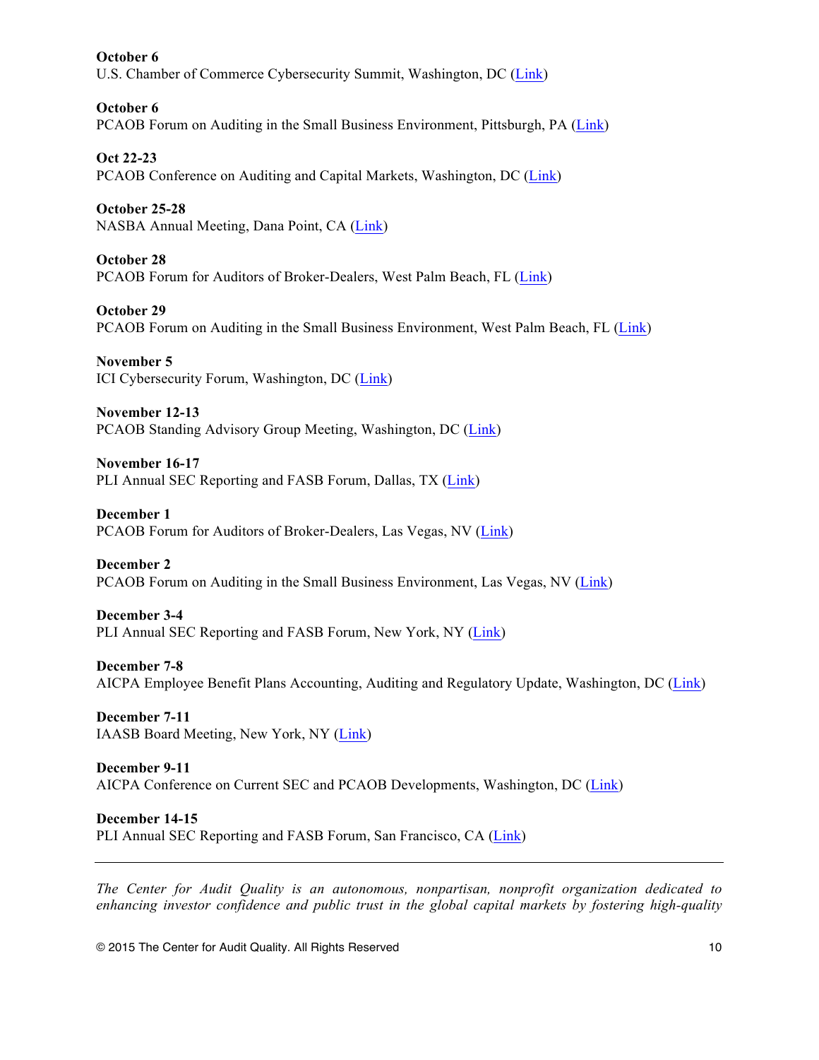**October 6**
U.S. Chamber of Commerce Cybersecurity Summit, Washington, DC (Link)

**October 6**
PCAOB Forum on Auditing in the Small Business Environment, Pittsburgh, PA (Link)

**Oct 22-23**
PCAOB Conference on Auditing and Capital Markets, Washington, DC (Link)

**October 25-28**
NASBA Annual Meeting, Dana Point, CA (Link)

**October 28**
PCAOB Forum for Auditors of Broker-Dealers, West Palm Beach, FL (Link)

**October 29**
PCAOB Forum on Auditing in the Small Business Environment, West Palm Beach, FL (Link)

**November 5**
ICI Cybersecurity Forum, Washington, DC (Link)

**November 12-13**
PCAOB Standing Advisory Group Meeting, Washington, DC (Link)

**November 16-17**
PLI Annual SEC Reporting and FASB Forum, Dallas, TX (Link)

**December 1**
PCAOB Forum for Auditors of Broker-Dealers, Las Vegas, NV (Link)

**December 2**
PCAOB Forum on Auditing in the Small Business Environment, Las Vegas, NV (Link)

**December 3-4**
PLI Annual SEC Reporting and FASB Forum, New York, NY (Link)

**December 7-8**
AICPA Employee Benefit Plans Accounting, Auditing and Regulatory Update, Washington, DC (Link)

**December 7-11**
IAASB Board Meeting, New York, NY (Link)

**December 9-11**
AICPA Conference on Current SEC and PCAOB Developments, Washington, DC (Link)

**December 14-15**
PLI Annual SEC Reporting and FASB Forum, San Francisco, CA (Link)

---

*The Center for Audit Quality is an autonomous, nonpartisan, nonprofit organization dedicated to enhancing investor confidence and public trust in the global capital markets by fostering high-quality*

© 2015 The Center for Audit Quality. All Rights Reserved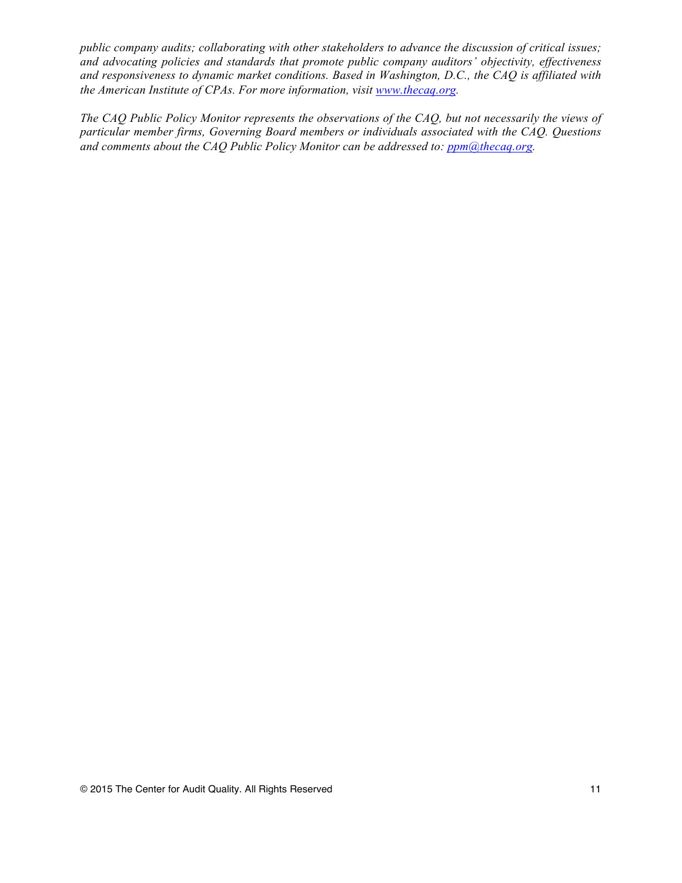*public company audits; collaborating with other stakeholders to advance the discussion of critical issues; and advocating policies and standards that promote public company auditors' objectivity, effectiveness and responsiveness to dynamic market conditions. Based in Washington, D.C., the CAQ is affiliated with the American Institute of CPAs. For more information, visit [www.thecaq.org](http://www.thecaq.org).*

*The CAQ Public Policy Monitor represents the observations of the CAQ, but not necessarily the views of particular member firms, Governing Board members or individuals associated with the CAQ. Questions and comments about the CAQ Public Policy Monitor can be addressed to: [ppm@thecaq.org](mailto:ppm@thecaq.org).*

© 2015 The Center for Audit Quality. All Rights Reserved